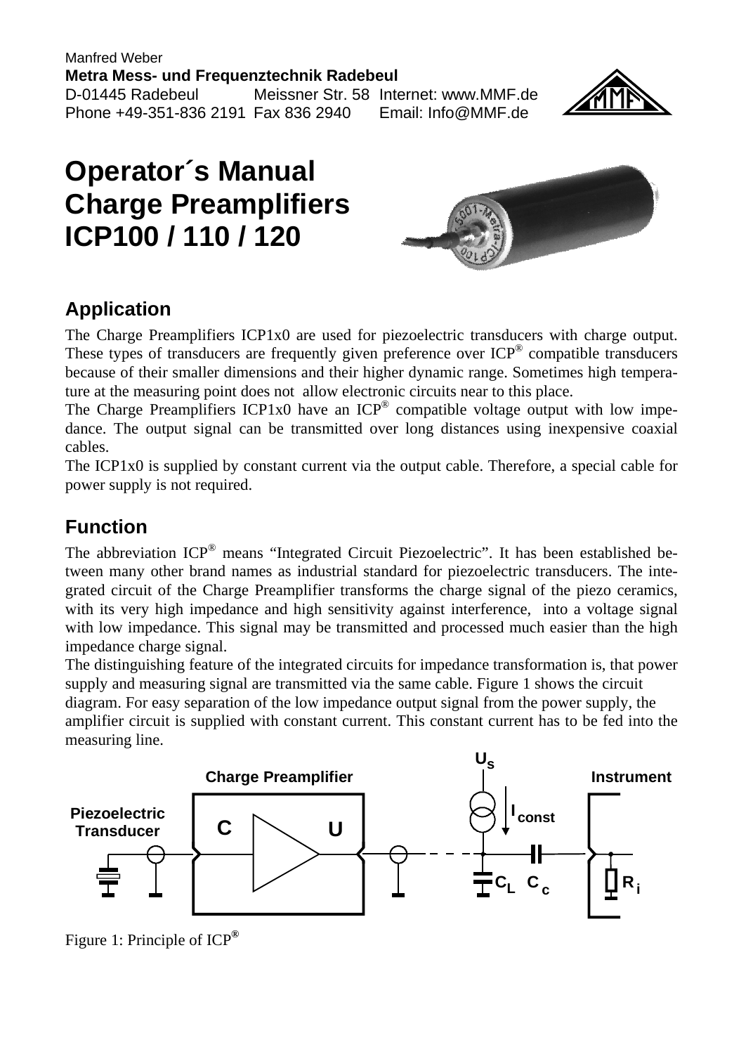Manfred Weber
**Metra Mess- und Frequenztechnik Radebeul**
D-01445 Radebeul Meissner Str. 58 Internet: www.MMF.de
Phone +49-351-836 2191 Fax 836 2940 Email: Info@MMF.de

# Operator´s Manual Charge Preamplifiers ICP100 / 110 / 120

## Application

The Charge Preamplifiers ICP1x0 are used for piezoelectric transducers with charge output. These types of transducers are frequently given preference over ICP® compatible transducers because of their smaller dimensions and their higher dynamic range. Sometimes high temperature at the measuring point does not allow electronic circuits near to this place.
The Charge Preamplifiers ICP1x0 have an ICP® compatible voltage output with low impedance. The output signal can be transmitted over long distances using inexpensive coaxial cables.
The ICP1x0 is supplied by constant current via the output cable. Therefore, a special cable for power supply is not required.

## Function

The abbreviation ICP® means "Integrated Circuit Piezoelectric". It has been established between many other brand names as industrial standard for piezoelectric transducers. The integrated circuit of the Charge Preamplifier transforms the charge signal of the piezo ceramics, with its very high impedance and high sensitivity against interference, into a voltage signal with low impedance. This signal may be transmitted and processed much easier than the high impedance charge signal.
The distinguishing feature of the integrated circuits for impedance transformation is, that power supply and measuring signal are transmitted via the same cable. Figure 1 shows the circuit diagram. For easy separation of the low impedance output signal from the power supply, the amplifier circuit is supplied with constant current. This constant current has to be fed into the measuring line.

Figure 1: Principle of ICP®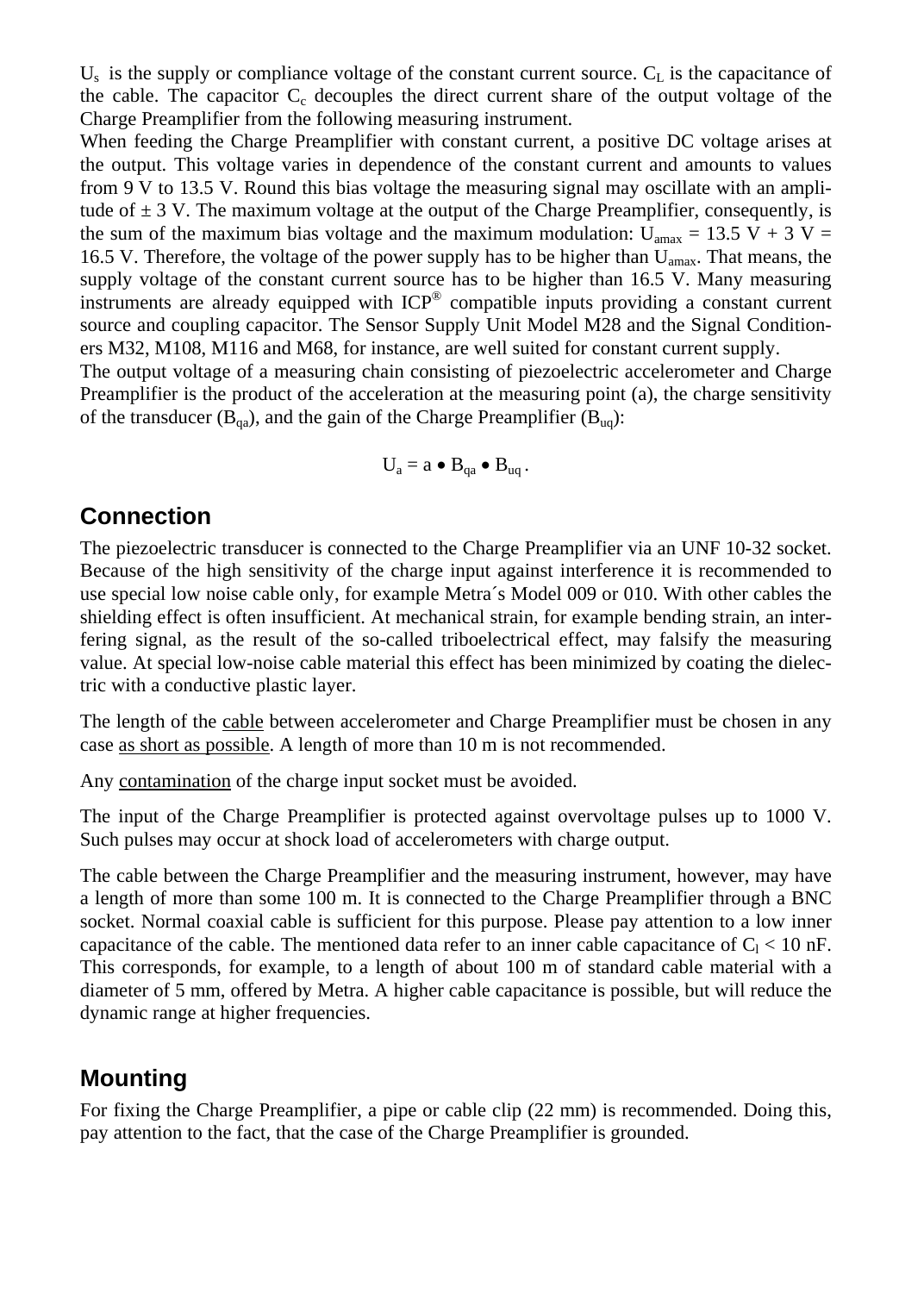$U_s$ is the supply or compliance voltage of the constant current source. $C_L$ is the capacitance of the cable. The capacitor $C_c$ decouples the direct current share of the output voltage of the Charge Preamplifier from the following measuring instrument.

When feeding the Charge Preamplifier with constant current, a positive DC voltage arises at the output. This voltage varies in dependence of the constant current and amounts to values from 9 V to 13.5 V. Round this bias voltage the measuring signal may oscillate with an amplitude of ± 3 V. The maximum voltage at the output of the Charge Preamplifier, consequently, is the sum of the maximum bias voltage and the maximum modulation: $U_{amax}$ = 13.5 V + 3 V = 16.5 V. Therefore, the voltage of the power supply has to be higher than $U_{amax}$. That means, the supply voltage of the constant current source has to be higher than 16.5 V. Many measuring instruments are already equipped with ICP® compatible inputs providing a constant current source and coupling capacitor. The Sensor Supply Unit Model M28 and the Signal Conditioners M32, M108, M116 and M68, for instance, are well suited for constant current supply.

The output voltage of a measuring chain consisting of piezoelectric accelerometer and Charge Preamplifier is the product of the acceleration at the measuring point (a), the charge sensitivity of the transducer ($B_{qa}$), and the gain of the Charge Preamplifier ($B_{uq}$):

$$U_a = a \bullet B_{qa} \bullet B_{uq} .$$

## Connection

The piezoelectric transducer is connected to the Charge Preamplifier via an UNF 10-32 socket. Because of the high sensitivity of the charge input against interference it is recommended to use special low noise cable only, for example Metra´s Model 009 or 010. With other cables the shielding effect is often insufficient. At mechanical strain, for example bending strain, an interfering signal, as the result of the so-called triboelectrical effect, may falsify the measuring value. At special low-noise cable material this effect has been minimized by coating the dielectric with a conductive plastic layer.

The length of the cable between accelerometer and Charge Preamplifier must be chosen in any case as short as possible. A length of more than 10 m is not recommended.

Any contamination of the charge input socket must be avoided.

The input of the Charge Preamplifier is protected against overvoltage pulses up to 1000 V. Such pulses may occur at shock load of accelerometers with charge output.

The cable between the Charge Preamplifier and the measuring instrument, however, may have a length of more than some 100 m. It is connected to the Charge Preamplifier through a BNC socket. Normal coaxial cable is sufficient for this purpose. Please pay attention to a low inner capacitance of the cable. The mentioned data refer to an inner cable capacitance of $C_l$ < 10 nF. This corresponds, for example, to a length of about 100 m of standard cable material with a diameter of 5 mm, offered by Metra. A higher cable capacitance is possible, but will reduce the dynamic range at higher frequencies.

## Mounting

For fixing the Charge Preamplifier, a pipe or cable clip (22 mm) is recommended. Doing this, pay attention to the fact, that the case of the Charge Preamplifier is grounded.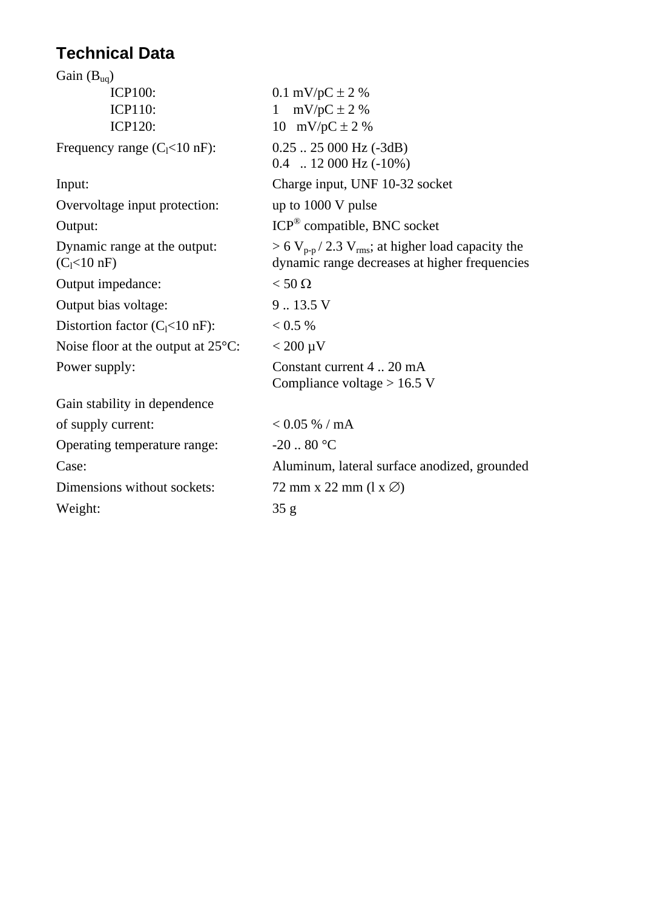## Technical Data

| | |
|---|---|
| Gain ($B_{uq}$) | |
| ICP100: | 0.1 mV/pC ± 2 % |
| ICP110: | 1 mV/pC ± 2 % |
| ICP120: | 10 mV/pC ± 2 % |
| Frequency range ($C_l$<10 nF): | 0.25 .. 25 000 Hz (-3dB)<br>0.4 .. 12 000 Hz (-10%) |
| Input: | Charge input, UNF 10-32 socket |
| Overvoltage input protection: | up to 1000 V pulse |
| Output: | ICP® compatible, BNC socket |
| Dynamic range at the output: ($C_l$<10 nF) | > 6 $V_{p-p}$ / 2.3 $V_{rms}$; at higher load capacity the dynamic range decreases at higher frequencies |
| Output impedance: | < 50 Ω |
| Output bias voltage: | 9 .. 13.5 V |
| Distortion factor ($C_l$<10 nF): | < 0.5 % |
| Noise floor at the output at 25°C: | < 200 µV |
| Power supply: | Constant current 4 .. 20 mA<br>Compliance voltage > 16.5 V |
| Gain stability in dependence of supply current: | < 0.05 % / mA |
| Operating temperature range: | -20 .. 80 °C |
| Case: | Aluminum, lateral surface anodized, grounded |
| Dimensions without sockets: | 72 mm x 22 mm (l x ∅) |
| Weight: | 35 g |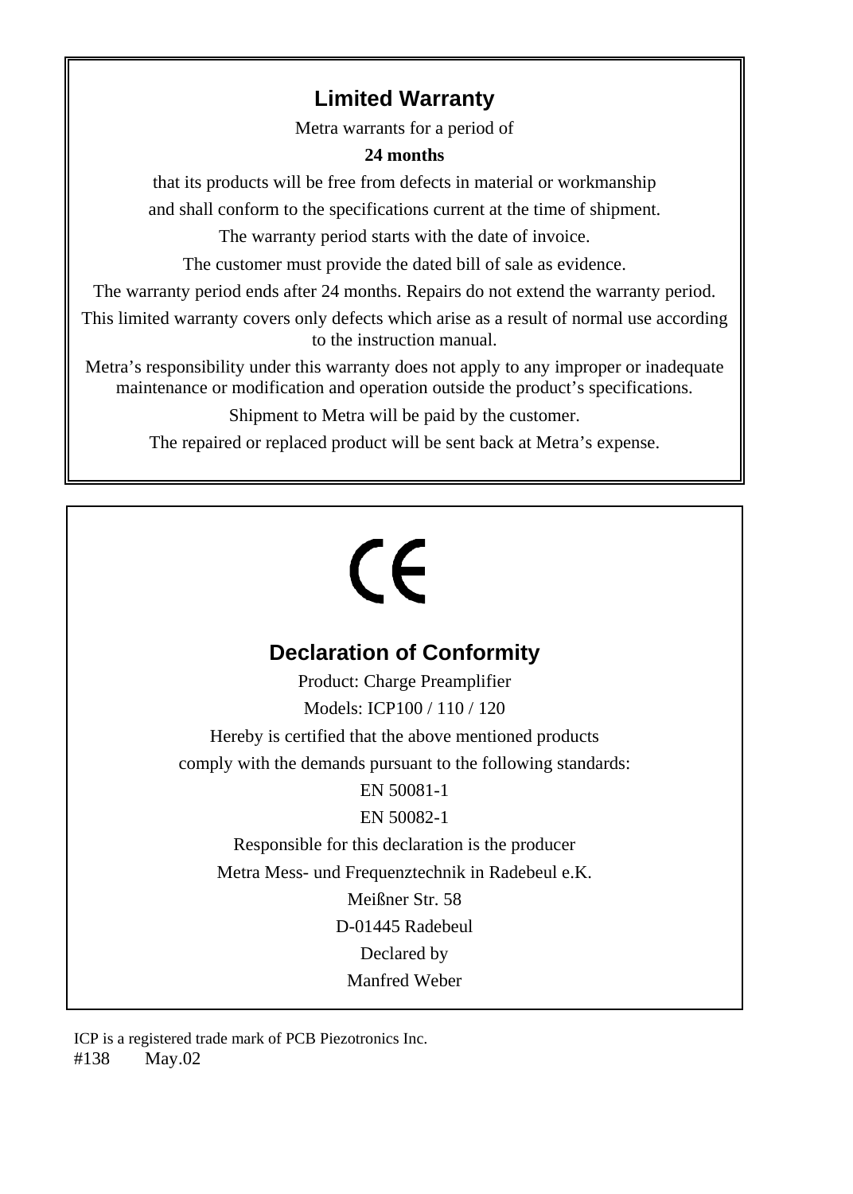## Limited Warranty

Metra warrants for a period of

**24 months**

that its products will be free from defects in material or workmanship
and shall conform to the specifications current at the time of shipment.

The warranty period starts with the date of invoice.

The customer must provide the dated bill of sale as evidence.

The warranty period ends after 24 months. Repairs do not extend the warranty period.

This limited warranty covers only defects which arise as a result of normal use according to the instruction manual.

Metra's responsibility under this warranty does not apply to any improper or inadequate maintenance or modification and operation outside the product's specifications.

Shipment to Metra will be paid by the customer.

The repaired or replaced product will be sent back at Metra's expense.

CE

## Declaration of Conformity

Product: Charge Preamplifier

Models: ICP100 / 110 / 120

Hereby is certified that the above mentioned products
comply with the demands pursuant to the following standards:

EN 50081-1

EN 50082-1

Responsible for this declaration is the producer

Metra Mess- und Frequenztechnik in Radebeul e.K.

Meißner Str. 58

D-01445 Radebeul

Declared by

Manfred Weber

ICP is a registered trade mark of PCB Piezotronics Inc.

#138 May.02